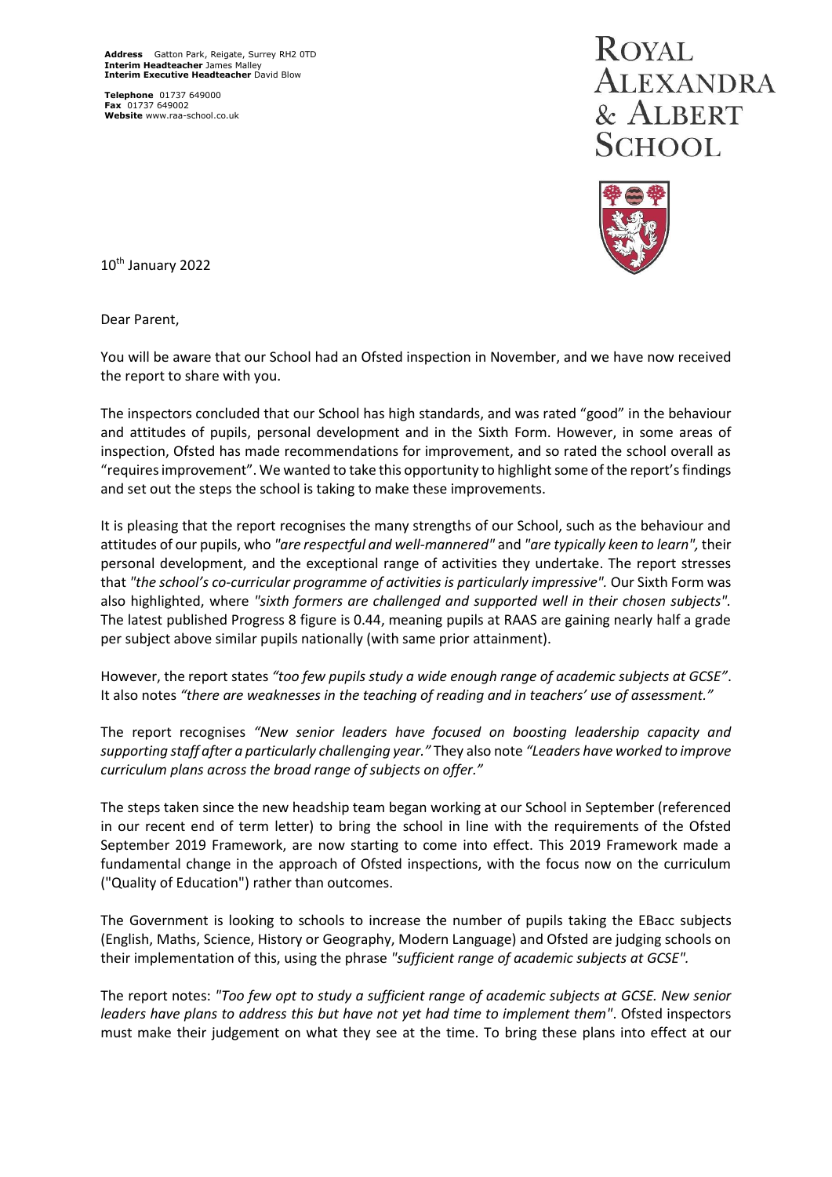**Address** Gatton Park, Reigate, Surrey RH2 0TD
**Interim Headteacher** James Malley
**Interim Executive Headteacher** David Blow

**Telephone** 01737 649000
**Fax** 01737 649002
**Website** www.raa-school.co.uk

# ROYAL ALEXANDRA & ALBERT SCHOOL

10th January 2022

Dear Parent,

You will be aware that our School had an Ofsted inspection in November, and we have now received the report to share with you.

The inspectors concluded that our School has high standards, and was rated "good" in the behaviour and attitudes of pupils, personal development and in the Sixth Form. However, in some areas of inspection, Ofsted has made recommendations for improvement, and so rated the school overall as "requires improvement". We wanted to take this opportunity to highlight some of the report's findings and set out the steps the school is taking to make these improvements.

It is pleasing that the report recognises the many strengths of our School, such as the behaviour and attitudes of our pupils, who *"are respectful and well-mannered"* and *"are typically keen to learn",* their personal development, and the exceptional range of activities they undertake. The report stresses that *"the school's co-curricular programme of activities is particularly impressive".* Our Sixth Form was also highlighted, where *"sixth formers are challenged and supported well in their chosen subjects".* The latest published Progress 8 figure is 0.44, meaning pupils at RAAS are gaining nearly half a grade per subject above similar pupils nationally (with same prior attainment).

However, the report states *"too few pupils study a wide enough range of academic subjects at GCSE"*. It also notes *"there are weaknesses in the teaching of reading and in teachers' use of assessment."*

The report recognises *"New senior leaders have focused on boosting leadership capacity and supporting staff after a particularly challenging year."* They also note *"Leaders have worked to improve curriculum plans across the broad range of subjects on offer."*

The steps taken since the new headship team began working at our School in September (referenced in our recent end of term letter) to bring the school in line with the requirements of the Ofsted September 2019 Framework, are now starting to come into effect. This 2019 Framework made a fundamental change in the approach of Ofsted inspections, with the focus now on the curriculum ("Quality of Education") rather than outcomes.

The Government is looking to schools to increase the number of pupils taking the EBacc subjects (English, Maths, Science, History or Geography, Modern Language) and Ofsted are judging schools on their implementation of this, using the phrase *"sufficient range of academic subjects at GCSE".*

The report notes: *"Too few opt to study a sufficient range of academic subjects at GCSE. New senior leaders have plans to address this but have not yet had time to implement them"*. Ofsted inspectors must make their judgement on what they see at the time. To bring these plans into effect at our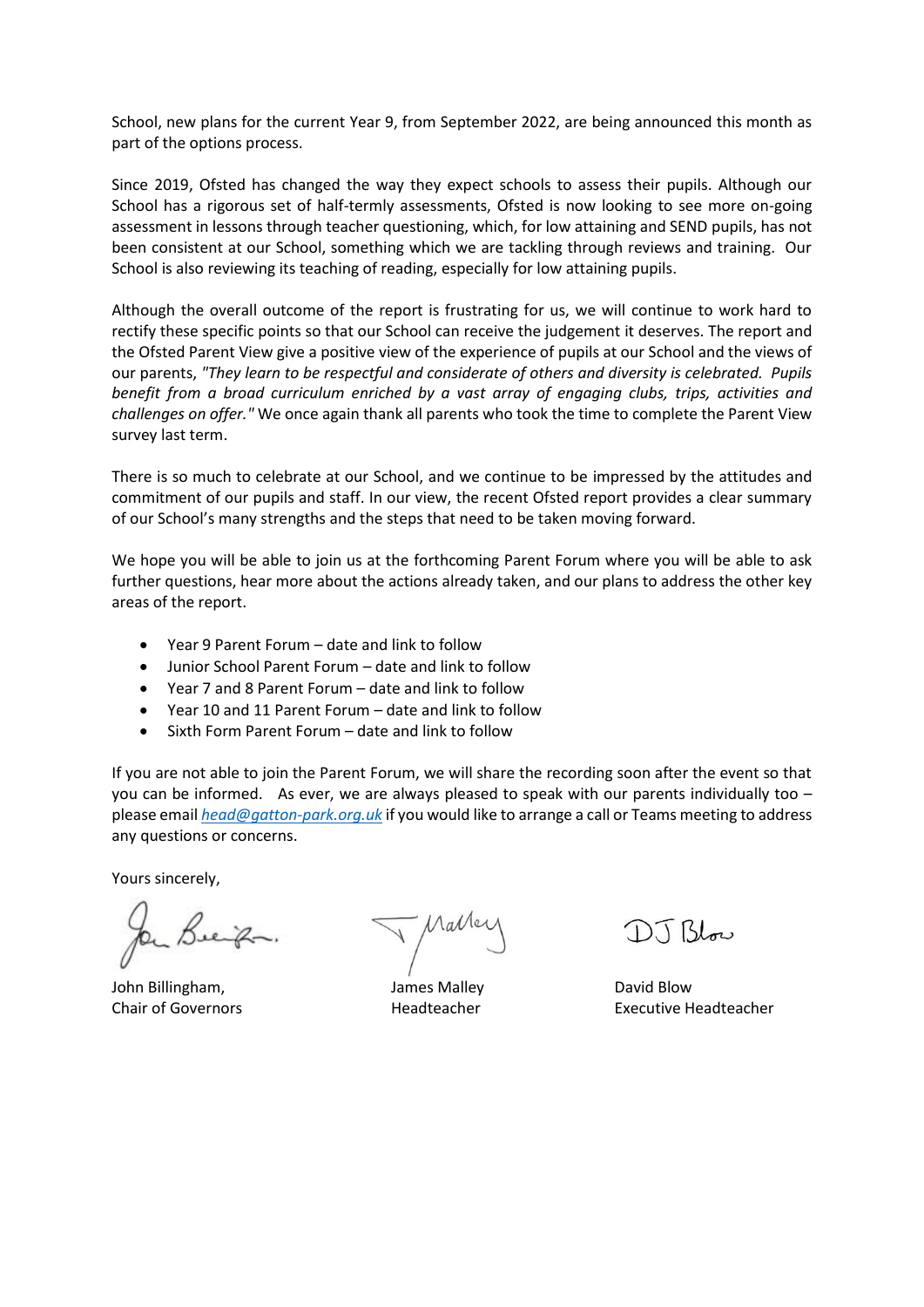School, new plans for the current Year 9, from September 2022, are being announced this month as part of the options process.

Since 2019, Ofsted has changed the way they expect schools to assess their pupils. Although our School has a rigorous set of half-termly assessments, Ofsted is now looking to see more on-going assessment in lessons through teacher questioning, which, for low attaining and SEND pupils, has not been consistent at our School, something which we are tackling through reviews and training. Our School is also reviewing its teaching of reading, especially for low attaining pupils.

Although the overall outcome of the report is frustrating for us, we will continue to work hard to rectify these specific points so that our School can receive the judgement it deserves. The report and the Ofsted Parent View give a positive view of the experience of pupils at our School and the views of our parents, *"They learn to be respectful and considerate of others and diversity is celebrated. Pupils benefit from a broad curriculum enriched by a vast array of engaging clubs, trips, activities and challenges on offer."* We once again thank all parents who took the time to complete the Parent View survey last term.

There is so much to celebrate at our School, and we continue to be impressed by the attitudes and commitment of our pupils and staff. In our view, the recent Ofsted report provides a clear summary of our School's many strengths and the steps that need to be taken moving forward.

We hope you will be able to join us at the forthcoming Parent Forum where you will be able to ask further questions, hear more about the actions already taken, and our plans to address the other key areas of the report.

- Year 9 Parent Forum – date and link to follow
- Junior School Parent Forum – date and link to follow
- Year 7 and 8 Parent Forum – date and link to follow
- Year 10 and 11 Parent Forum – date and link to follow
- Sixth Form Parent Forum – date and link to follow

If you are not able to join the Parent Forum, we will share the recording soon after the event so that you can be informed. As ever, we are always pleased to speak with our parents individually too – please email *head@gatton-park.org.uk* if you would like to arrange a call or Teams meeting to address any questions or concerns.

Yours sincerely,

John Billingham,
Chair of Governors

James Malley
Headteacher

David Blow
Executive Headteacher